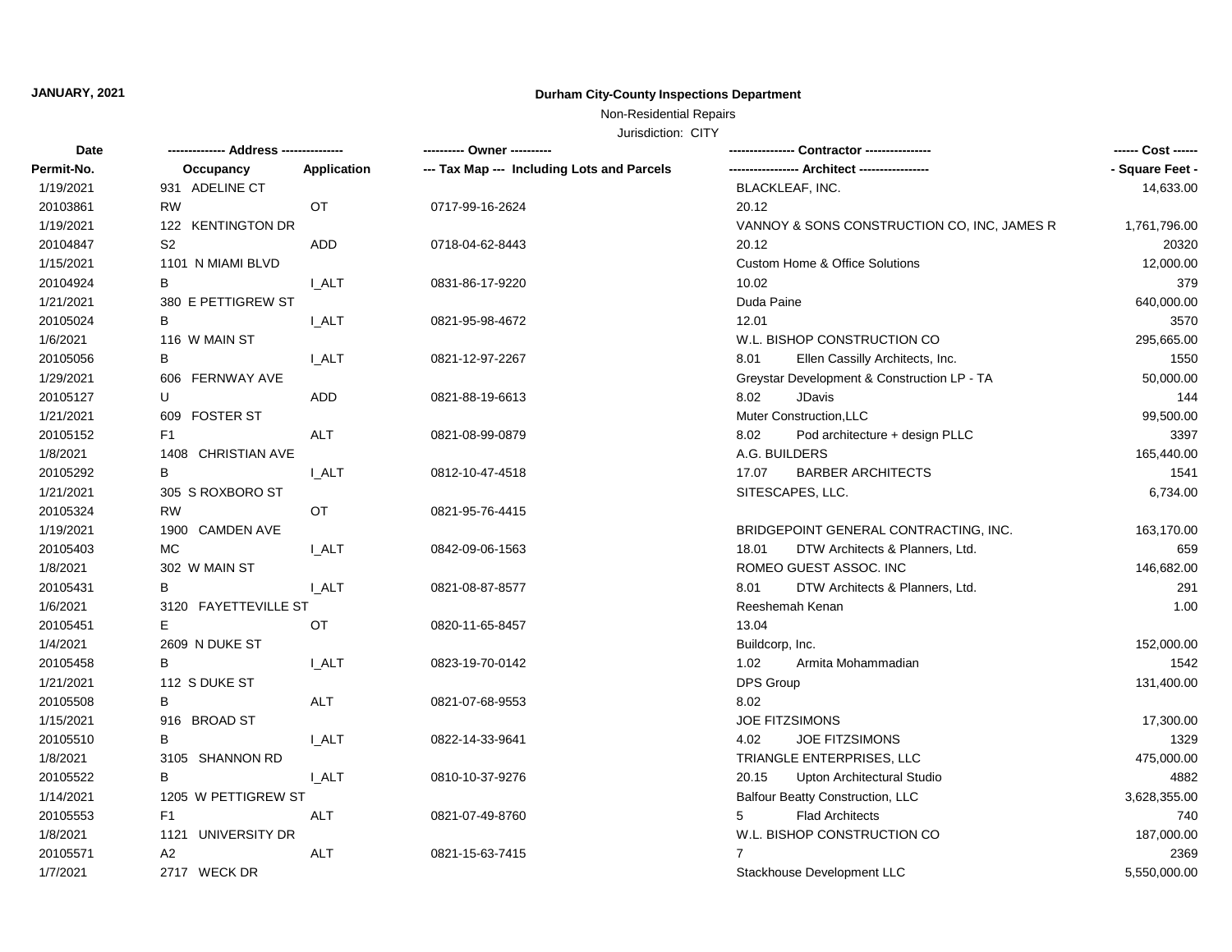**JANUARY, 2021**

# Durham City-County Inspections Department

Non-Residential Repairs

Jurisdiction: CITY

| Date<br>Permit-No. | ------------- Address ---------------<br>Occupancy | <br>Application | ---------- Owner ----------<br>--- Tax Map --- Including Lots and Parcels | ---------------- Contractor ----------------<br>----------------- Architect ----------------- | ------ Cost ------<br>- Square Feet - |
|---|---|---|---|---|---|
| 1/19/2021 | 931 ADELINE CT | | | BLACKLEAF, INC. | 14,633.00 |
| 20103861 | RW | OT | 0717-99-16-2624 | 20.12 | |
| 1/19/2021 | 122 KENTINGTON DR | | | VANNOY & SONS CONSTRUCTION CO, INC, JAMES R | 1,761,796.00 |
| 20104847 | S2 | ADD | 0718-04-62-8443 | 20.12 | 20320 |
| 1/15/2021 | 1101 N MIAMI BLVD | | | Custom Home & Office Solutions | 12,000.00 |
| 20104924 | B | I_ALT | 0831-86-17-9220 | 10.02 | 379 |
| 1/21/2021 | 380 E PETTIGREW ST | | | Duda Paine | 640,000.00 |
| 20105024 | B | I_ALT | 0821-95-98-4672 | 12.01 | 3570 |
| 1/6/2021 | 116 W MAIN ST | | | W.L. BISHOP CONSTRUCTION CO | 295,665.00 |
| 20105056 | B | I_ALT | 0821-12-97-2267 | 8.01 Ellen Cassilly Architects, Inc. | 1550 |
| 1/29/2021 | 606 FERNWAY AVE | | | Greystar Development & Construction LP - TA | 50,000.00 |
| 20105127 | U | ADD | 0821-88-19-6613 | 8.02 JDavis | 144 |
| 1/21/2021 | 609 FOSTER ST | | | Muter Construction,LLC | 99,500.00 |
| 20105152 | F1 | ALT | 0821-08-99-0879 | 8.02 Pod architecture + design PLLC | 3397 |
| 1/8/2021 | 1408 CHRISTIAN AVE | | | A.G. BUILDERS | 165,440.00 |
| 20105292 | B | I_ALT | 0812-10-47-4518 | 17.07 BARBER ARCHITECTS | 1541 |
| 1/21/2021 | 305 S ROXBORO ST | | | SITESCAPES, LLC. | 6,734.00 |
| 20105324 | RW | OT | 0821-95-76-4415 | | |
| 1/19/2021 | 1900 CAMDEN AVE | | | BRIDGEPOINT GENERAL CONTRACTING, INC. | 163,170.00 |
| 20105403 | MC | I_ALT | 0842-09-06-1563 | 18.01 DTW Architects & Planners, Ltd. | 659 |
| 1/8/2021 | 302 W MAIN ST | | | ROMEO GUEST ASSOC. INC | 146,682.00 |
| 20105431 | B | I_ALT | 0821-08-87-8577 | 8.01 DTW Architects & Planners, Ltd. | 291 |
| 1/6/2021 | 3120 FAYETTEVILLE ST | | | Reeshemah Kenan | 1.00 |
| 20105451 | E | OT | 0820-11-65-8457 | 13.04 | |
| 1/4/2021 | 2609 N DUKE ST | | | Buildcorp, Inc. | 152,000.00 |
| 20105458 | B | I_ALT | 0823-19-70-0142 | 1.02 Armita Mohammadian | 1542 |
| 1/21/2021 | 112 S DUKE ST | | | DPS Group | 131,400.00 |
| 20105508 | B | ALT | 0821-07-68-9553 | 8.02 | |
| 1/15/2021 | 916 BROAD ST | | | JOE FITZSIMONS | 17,300.00 |
| 20105510 | B | I_ALT | 0822-14-33-9641 | 4.02 JOE FITZSIMONS | 1329 |
| 1/8/2021 | 3105 SHANNON RD | | | TRIANGLE ENTERPRISES, LLC | 475,000.00 |
| 20105522 | B | I_ALT | 0810-10-37-9276 | 20.15 Upton Architectural Studio | 4882 |
| 1/14/2021 | 1205 W PETTIGREW ST | | | Balfour Beatty Construction, LLC | 3,628,355.00 |
| 20105553 | F1 | ALT | 0821-07-49-8760 | 5 Flad Architects | 740 |
| 1/8/2021 | 1121 UNIVERSITY DR | | | W.L. BISHOP CONSTRUCTION CO | 187,000.00 |
| 20105571 | A2 | ALT | 0821-15-63-7415 | 7 | 2369 |
| 1/7/2021 | 2717 WECK DR | | | Stackhouse Development LLC | 5,550,000.00 |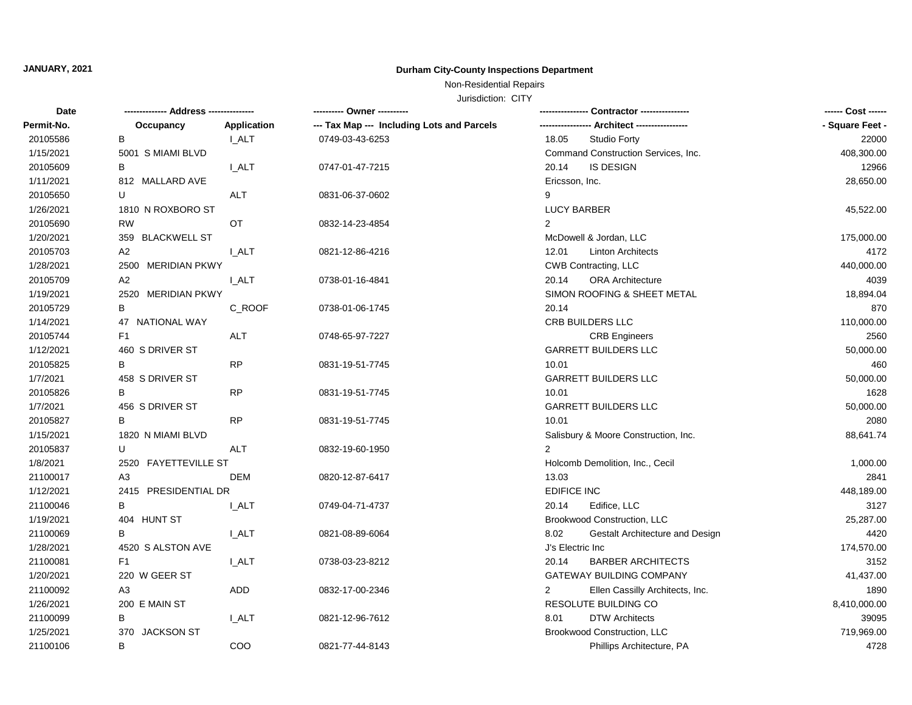**JANUARY, 2021**

**Durham City-County Inspections Department**

Non-Residential Repairs

Jurisdiction: CITY

| Date | ------------- Address -------------- | | ---------- Owner ---------- | --------------- Contractor --------------- | | ------ Cost ------ |
|---|---|---|---|---|---|---|
| Permit-No. | Occupancy | Application | --- Tax Map --- Including Lots and Parcels | ---------------- Architect ---------------- | | - Square Feet - |
| 20105586 | B | I_ALT | 0749-03-43-6253 | 18.05 | Studio Forty | 22000 |
| 1/15/2021 | 5001 S MIAMI BLVD | | | Command Construction Services, Inc. | | 408,300.00 |
| 20105609 | B | I_ALT | 0747-01-47-7215 | 20.14 | IS DESIGN | 12966 |
| 1/11/2021 | 812 MALLARD AVE | | | Ericsson, Inc. | | 28,650.00 |
| 20105650 | U | ALT | 0831-06-37-0602 | 9 | | |
| 1/26/2021 | 1810 N ROXBORO ST | | | LUCY BARBER | | 45,522.00 |
| 20105690 | RW | OT | 0832-14-23-4854 | 2 | | |
| 1/20/2021 | 359 BLACKWELL ST | | | McDowell & Jordan, LLC | | 175,000.00 |
| 20105703 | A2 | I_ALT | 0821-12-86-4216 | 12.01 | Linton Architects | 4172 |
| 1/28/2021 | 2500 MERIDIAN PKWY | | | CWB Contracting, LLC | | 440,000.00 |
| 20105709 | A2 | I_ALT | 0738-01-16-4841 | 20.14 | ORA Architecture | 4039 |
| 1/19/2021 | 2520 MERIDIAN PKWY | | | SIMON ROOFING & SHEET METAL | | 18,894.04 |
| 20105729 | B | C_ROOF | 0738-01-06-1745 | 20.14 | | 870 |
| 1/14/2021 | 47 NATIONAL WAY | | | CRB BUILDERS LLC | | 110,000.00 |
| 20105744 | F1 | ALT | 0748-65-97-7227 | | CRB Engineers | 2560 |
| 1/12/2021 | 460 S DRIVER ST | | | GARRETT BUILDERS LLC | | 50,000.00 |
| 20105825 | B | RP | 0831-19-51-7745 | 10.01 | | 460 |
| 1/7/2021 | 458 S DRIVER ST | | | GARRETT BUILDERS LLC | | 50,000.00 |
| 20105826 | B | RP | 0831-19-51-7745 | 10.01 | | 1628 |
| 1/7/2021 | 456 S DRIVER ST | | | GARRETT BUILDERS LLC | | 50,000.00 |
| 20105827 | B | RP | 0831-19-51-7745 | 10.01 | | 2080 |
| 1/15/2021 | 1820 N MIAMI BLVD | | | Salisbury & Moore Construction, Inc. | | 88,641.74 |
| 20105837 | U | ALT | 0832-19-60-1950 | 2 | | |
| 1/8/2021 | 2520 FAYETTEVILLE ST | | | Holcomb Demolition, Inc., Cecil | | 1,000.00 |
| 21100017 | A3 | DEM | 0820-12-87-6417 | 13.03 | | 2841 |
| 1/12/2021 | 2415 PRESIDENTIAL DR | | | EDIFICE INC | | 448,189.00 |
| 21100046 | B | I_ALT | 0749-04-71-4737 | 20.14 | Edifice, LLC | 3127 |
| 1/19/2021 | 404 HUNT ST | | | Brookwood Construction, LLC | | 25,287.00 |
| 21100069 | B | I_ALT | 0821-08-89-6064 | 8.02 | Gestalt Architecture and Design | 4420 |
| 1/28/2021 | 4520 S ALSTON AVE | | | J's Electric Inc | | 174,570.00 |
| 21100081 | F1 | I_ALT | 0738-03-23-8212 | 20.14 | BARBER ARCHITECTS | 3152 |
| 1/20/2021 | 220 W GEER ST | | | GATEWAY BUILDING COMPANY | | 41,437.00 |
| 21100092 | A3 | ADD | 0832-17-00-2346 | 2 | Ellen Cassilly Architects, Inc. | 1890 |
| 1/26/2021 | 200 E MAIN ST | | | RESOLUTE BUILDING CO | | 8,410,000.00 |
| 21100099 | B | I_ALT | 0821-12-96-7612 | 8.01 | DTW Architects | 39095 |
| 1/25/2021 | 370 JACKSON ST | | | Brookwood Construction, LLC | | 719,969.00 |
| 21100106 | B | COO | 0821-77-44-8143 | | Phillips Architecture, PA | 4728 |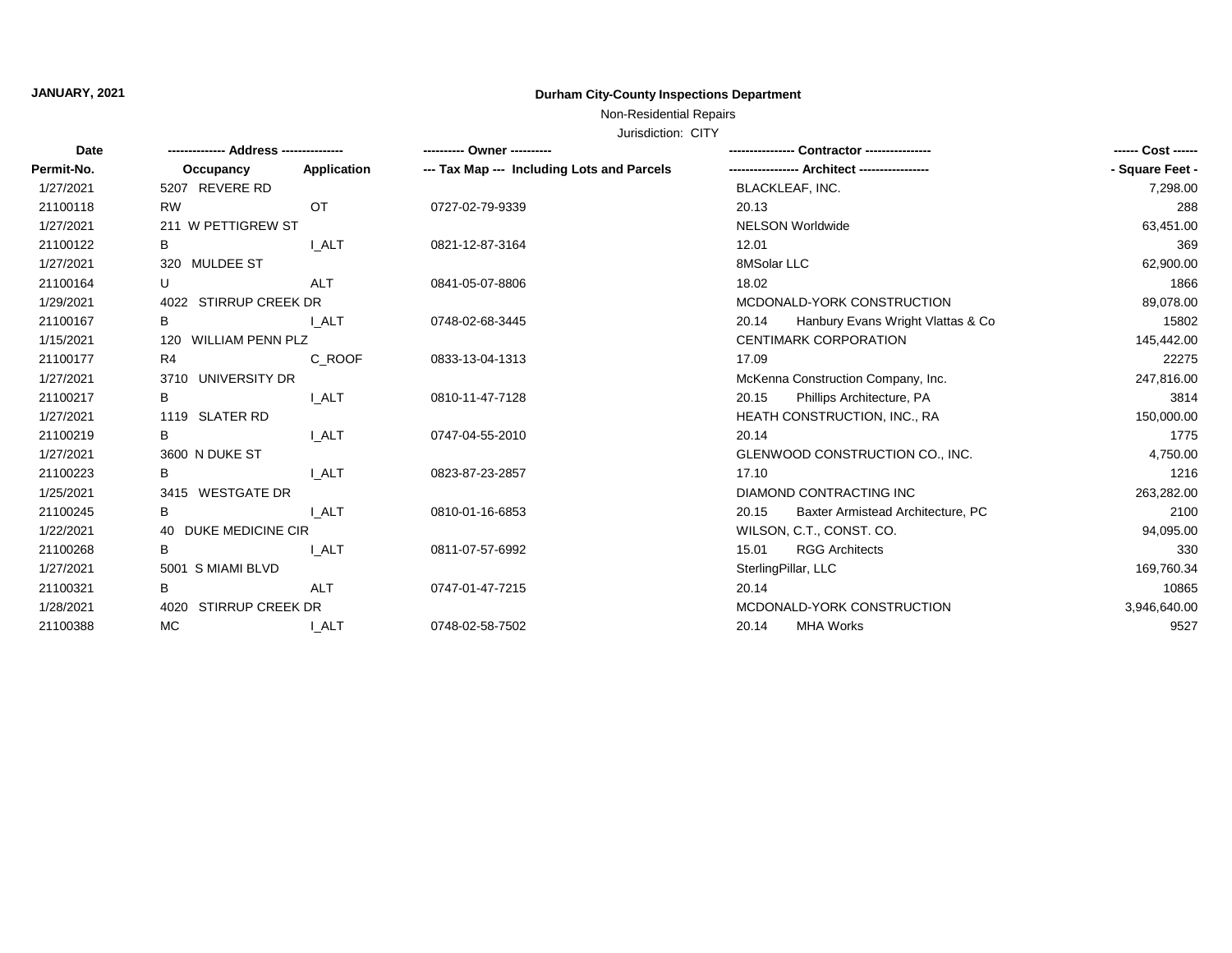**JANUARY, 2021**

**Durham City-County Inspections Department**

Non-Residential Repairs

Jurisdiction: CITY

| Date / Permit-No. | Address / Occupancy | Application | Owner / Tax Map --- Including Lots and Parcels | Contractor / Architect | Cost / Square Feet |
|---|---|---|---|---|---|
| 1/27/2021 | 5207 REVERE RD | | | BLACKLEAF, INC. | 7,298.00 |
| 21100118 | RW | OT | 0727-02-79-9339 | 20.13 | 288 |
| 1/27/2021 | 211 W PETTIGREW ST | | | NELSON Worldwide | 63,451.00 |
| 21100122 | B | I_ALT | 0821-12-87-3164 | 12.01 | 369 |
| 1/27/2021 | 320 MULDEE ST | | | 8MSolar LLC | 62,900.00 |
| 21100164 | U | ALT | 0841-05-07-8806 | 18.02 | 1866 |
| 1/29/2021 | 4022 STIRRUP CREEK DR | | | MCDONALD-YORK CONSTRUCTION | 89,078.00 |
| 21100167 | B | I_ALT | 0748-02-68-3445 | 20.14 Hanbury Evans Wright Vlattas & Co | 15802 |
| 1/15/2021 | 120 WILLIAM PENN PLZ | | | CENTIMARK CORPORATION | 145,442.00 |
| 21100177 | R4 | C_ROOF | 0833-13-04-1313 | 17.09 | 22275 |
| 1/27/2021 | 3710 UNIVERSITY DR | | | McKenna Construction Company, Inc. | 247,816.00 |
| 21100217 | B | I_ALT | 0810-11-47-7128 | 20.15 Phillips Architecture, PA | 3814 |
| 1/27/2021 | 1119 SLATER RD | | | HEATH CONSTRUCTION, INC., RA | 150,000.00 |
| 21100219 | B | I_ALT | 0747-04-55-2010 | 20.14 | 1775 |
| 1/27/2021 | 3600 N DUKE ST | | | GLENWOOD CONSTRUCTION CO., INC. | 4,750.00 |
| 21100223 | B | I_ALT | 0823-87-23-2857 | 17.10 | 1216 |
| 1/25/2021 | 3415 WESTGATE DR | | | DIAMOND CONTRACTING INC | 263,282.00 |
| 21100245 | B | I_ALT | 0810-01-16-6853 | 20.15 Baxter Armistead Architecture, PC | 2100 |
| 1/22/2021 | 40 DUKE MEDICINE CIR | | | WILSON, C.T., CONST. CO. | 94,095.00 |
| 21100268 | B | I_ALT | 0811-07-57-6992 | 15.01 RGG Architects | 330 |
| 1/27/2021 | 5001 S MIAMI BLVD | | | SterlingPillar, LLC | 169,760.34 |
| 21100321 | B | ALT | 0747-01-47-7215 | 20.14 | 10865 |
| 1/28/2021 | 4020 STIRRUP CREEK DR | | | MCDONALD-YORK CONSTRUCTION | 3,946,640.00 |
| 21100388 | MC | I_ALT | 0748-02-58-7502 | 20.14 MHA Works | 9527 |